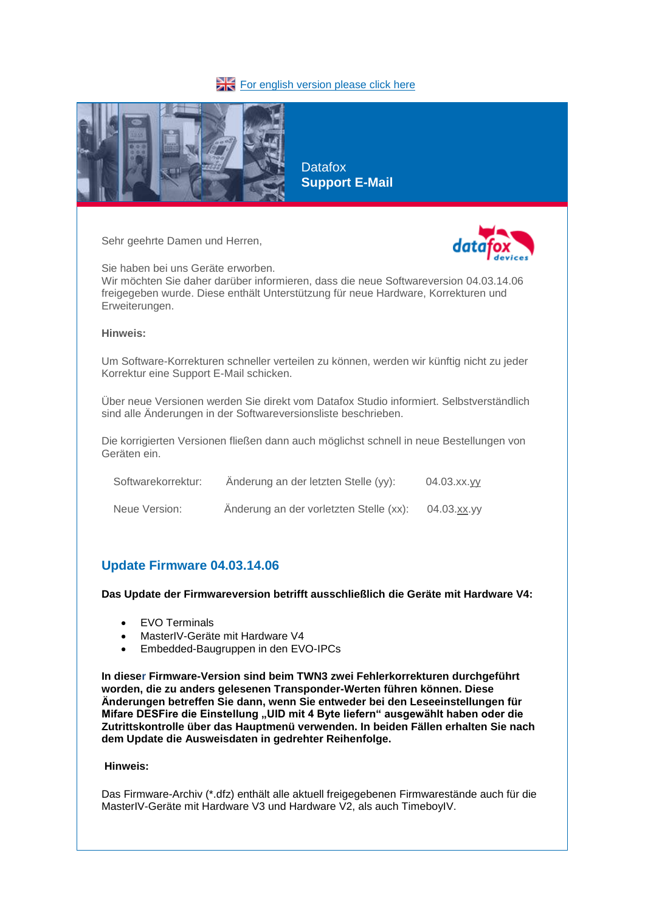For english version please click here

Datafox
**Support E-Mail**

Sehr geehrte Damen und Herren,

Sie haben bei uns Geräte erworben.
Wir möchten Sie daher darüber informieren, dass die neue Softwareversion 04.03.14.06 freigegeben wurde. Diese enthält Unterstützung für neue Hardware, Korrekturen und Erweiterungen.

**Hinweis:**

Um Software-Korrekturen schneller verteilen zu können, werden wir künftig nicht zu jeder Korrektur eine Support E-Mail schicken.

Über neue Versionen werden Sie direkt vom Datafox Studio informiert. Selbstverständlich sind alle Änderungen in der Softwareversionsliste beschrieben.

Die korrigierten Versionen fließen dann auch möglichst schnell in neue Bestellungen von Geräten ein.

| | | |
|---|---|---|
| Softwarekorrektur: | Änderung an der letzten Stelle (yy): | 04.03.xx.yy |
| Neue Version: | Änderung an der vorletzten Stelle (xx): | 04.03.xx.yy |

## Update Firmware 04.03.14.06

**Das Update der Firmwareversion betrifft ausschließlich die Geräte mit Hardware V4:**

- EVO Terminals
- MasterIV-Geräte mit Hardware V4
- Embedded-Baugruppen in den EVO-IPCs

**In dieser Firmware-Version sind beim TWN3 zwei Fehlerkorrekturen durchgeführt worden, die zu anders gelesenen Transponder-Werten führen können. Diese Änderungen betreffen Sie dann, wenn Sie entweder bei den Leseeinstellungen für Mifare DESFire die Einstellung „UID mit 4 Byte liefern" ausgewählt haben oder die Zutrittskontrolle über das Hauptmenü verwenden. In beiden Fällen erhalten Sie nach dem Update die Ausweisdaten in gedrehter Reihenfolge.**

**Hinweis:**

Das Firmware-Archiv (*.dfz) enthält alle aktuell freigegebenen Firmwarestände auch für die MasterIV-Geräte mit Hardware V3 und Hardware V2, als auch TimeboyIV.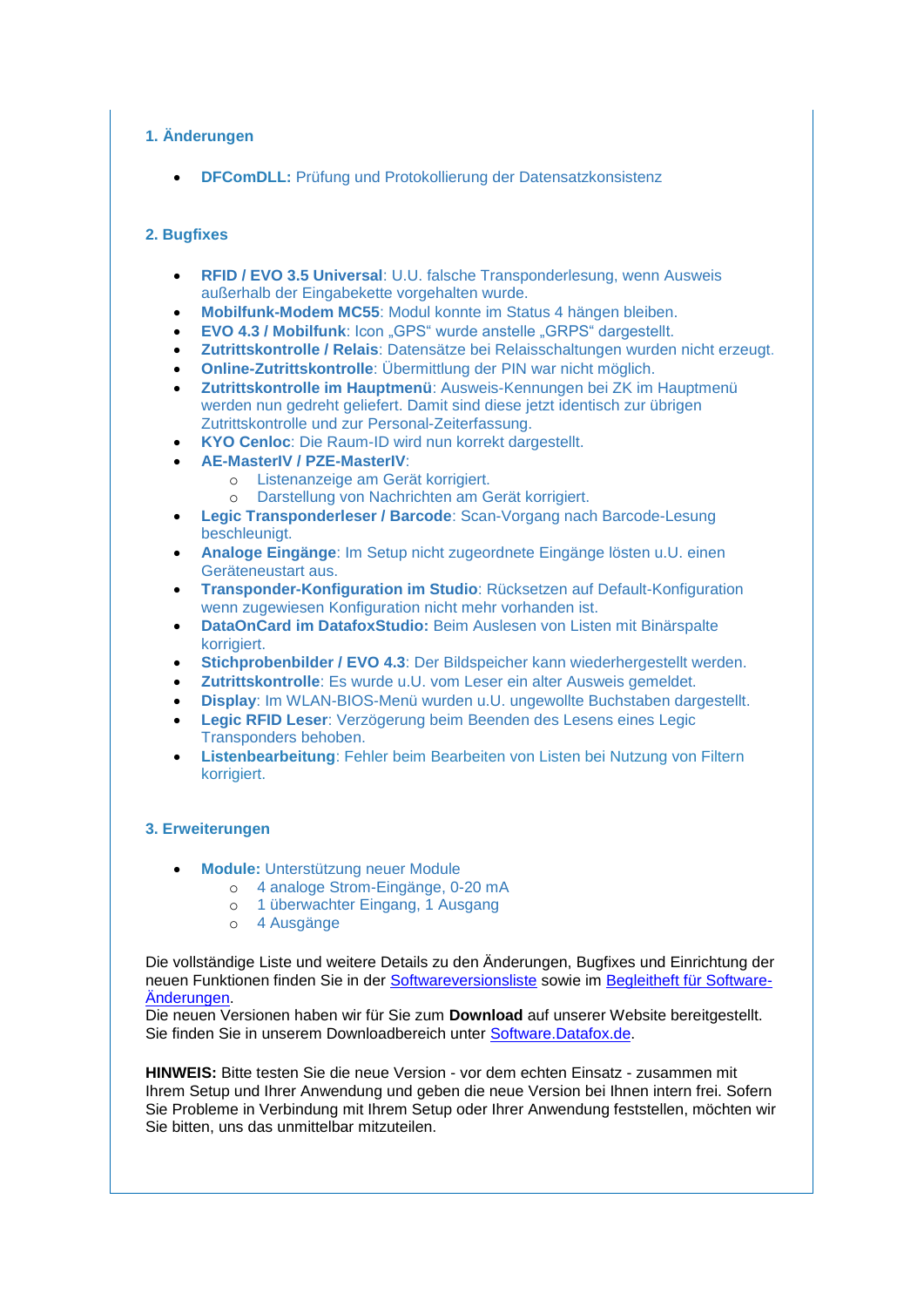## 1. Änderungen

- **DFComDLL:** Prüfung und Protokollierung der Datensatzkonsistenz

## 2. Bugfixes

- **RFID / EVO 3.5 Universal**: U.U. falsche Transponderlesung, wenn Ausweis außerhalb der Eingabekette vorgehalten wurde.
- **Mobilfunk-Modem MC55**: Modul konnte im Status 4 hängen bleiben.
- **EVO 4.3 / Mobilfunk**: Icon „GPS" wurde anstelle „GRPS" dargestellt.
- **Zutrittskontrolle / Relais**: Datensätze bei Relaisschaltungen wurden nicht erzeugt.
- **Online-Zutrittskontrolle**: Übermittlung der PIN war nicht möglich.
- **Zutrittskontrolle im Hauptmenü**: Ausweis-Kennungen bei ZK im Hauptmenü werden nun gedreht geliefert. Damit sind diese jetzt identisch zur übrigen Zutrittskontrolle und zur Personal-Zeiterfassung.
- **KYO Cenloc**: Die Raum-ID wird nun korrekt dargestellt.
- **AE-MasterIV / PZE-MasterIV**:
  - Listenanzeige am Gerät korrigiert.
  - Darstellung von Nachrichten am Gerät korrigiert.
- **Legic Transponderleser / Barcode**: Scan-Vorgang nach Barcode-Lesung beschleunigt.
- **Analoge Eingänge**: Im Setup nicht zugeordnete Eingänge lösten u.U. einen Geräteneustart aus.
- **Transponder-Konfiguration im Studio**: Rücksetzen auf Default-Konfiguration wenn zugewiesen Konfiguration nicht mehr vorhanden ist.
- **DataOnCard im DatafoxStudio:** Beim Auslesen von Listen mit Binärspalte korrigiert.
- **Stichprobenbilder / EVO 4.3**: Der Bildspeicher kann wiederhergestellt werden.
- **Zutrittskontrolle**: Es wurde u.U. vom Leser ein alter Ausweis gemeldet.
- **Display**: Im WLAN-BIOS-Menü wurden u.U. ungewollte Buchstaben dargestellt.
- **Legic RFID Leser**: Verzögerung beim Beenden des Lesens eines Legic Transponders behoben.
- **Listenbearbeitung**: Fehler beim Bearbeiten von Listen bei Nutzung von Filtern korrigiert.

## 3. Erweiterungen

- **Module:** Unterstützung neuer Module
  - 4 analoge Strom-Eingänge, 0-20 mA
  - 1 überwachter Eingang, 1 Ausgang
  - 4 Ausgänge

Die vollständige Liste und weitere Details zu den Änderungen, Bugfixes und Einrichtung der neuen Funktionen finden Sie in der Softwareversionsliste sowie im Begleitheft für Software-Änderungen.
Die neuen Versionen haben wir für Sie zum **Download** auf unserer Website bereitgestellt. Sie finden Sie in unserem Downloadbereich unter Software.Datafox.de.

**HINWEIS:** Bitte testen Sie die neue Version - vor dem echten Einsatz - zusammen mit Ihrem Setup und Ihrer Anwendung und geben die neue Version bei Ihnen intern frei. Sofern Sie Probleme in Verbindung mit Ihrem Setup oder Ihrer Anwendung feststellen, möchten wir Sie bitten, uns das unmittelbar mitzuteilen.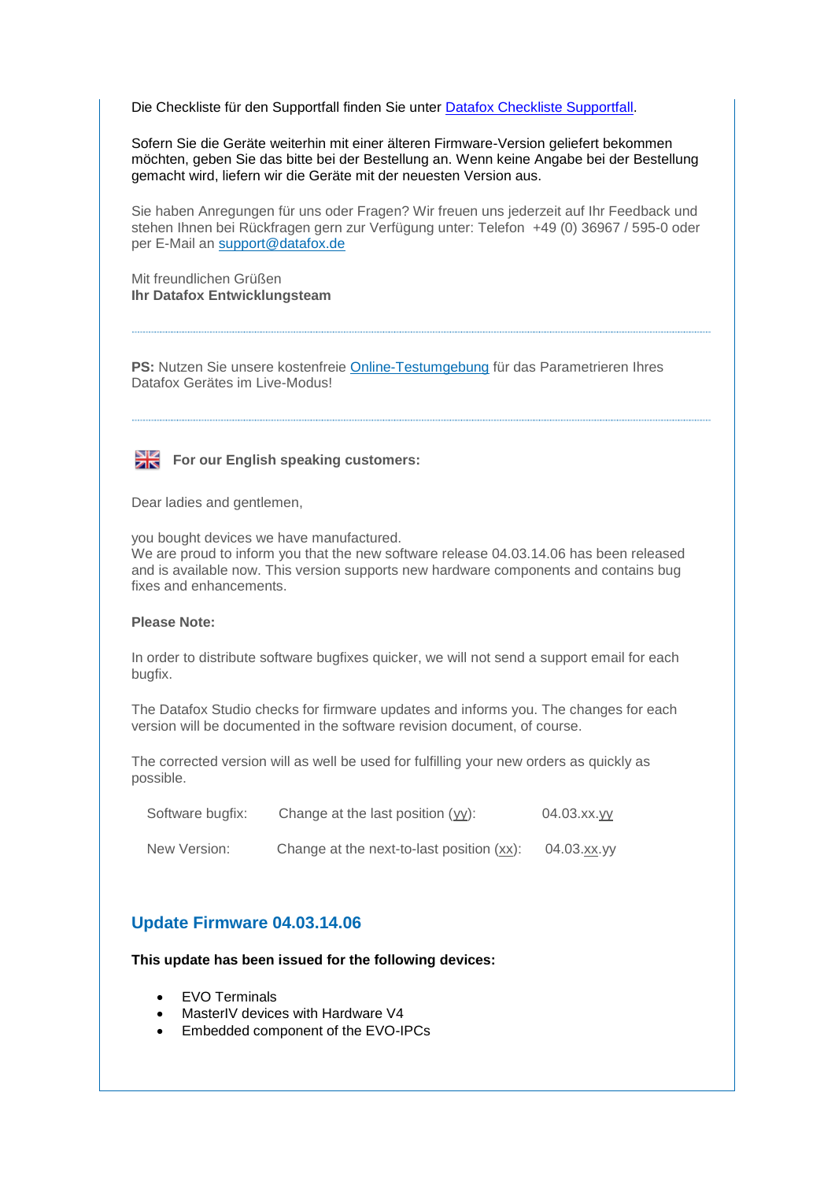Die Checkliste für den Supportfall finden Sie unter [Datafox Checkliste Supportfall](#).

Sofern Sie die Geräte weiterhin mit einer älteren Firmware-Version geliefert bekommen möchten, geben Sie das bitte bei der Bestellung an. Wenn keine Angabe bei der Bestellung gemacht wird, liefern wir die Geräte mit der neuesten Version aus.

Sie haben Anregungen für uns oder Fragen? Wir freuen uns jederzeit auf Ihr Feedback und stehen Ihnen bei Rückfragen gern zur Verfügung unter: Telefon +49 (0) 36967 / 595-0 oder per E-Mail an support@datafox.de

Mit freundlichen Grüßen
**Ihr Datafox Entwicklungsteam**

---

**PS:** Nutzen Sie unsere kostenfreie [Online-Testumgebung](#) für das Parametrieren Ihres Datafox Gerätes im Live-Modus!

---

**For our English speaking customers:**

Dear ladies and gentlemen,

you bought devices we have manufactured.
We are proud to inform you that the new software release 04.03.14.06 has been released and is available now. This version supports new hardware components and contains bug fixes and enhancements.

**Please Note:**

In order to distribute software bugfixes quicker, we will not send a support email for each bugfix.

The Datafox Studio checks for firmware updates and informs you. The changes for each version will be documented in the software revision document, of course.

The corrected version will as well be used for fulfilling your new orders as quickly as possible.

| | | |
|---|---|---|
| Software bugfix: | Change at the last position (yy): | 04.03.xx.yy |
| New Version: | Change at the next-to-last position (xx): | 04.03.xx.yy |

## Update Firmware 04.03.14.06

**This update has been issued for the following devices:**

- EVO Terminals
- MasterIV devices with Hardware V4
- Embedded component of the EVO-IPCs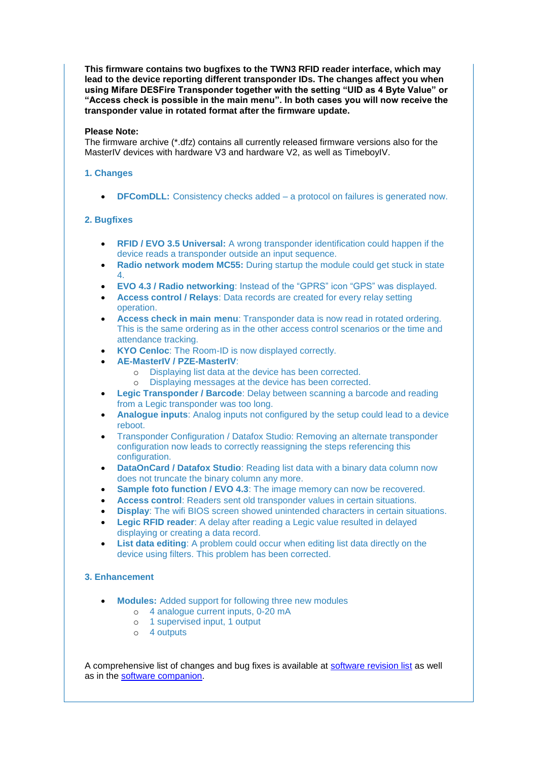**This firmware contains two bugfixes to the TWN3 RFID reader interface, which may lead to the device reporting different transponder IDs. The changes affect you when using Mifare DESFire Transponder together with the setting "UID as 4 Byte Value" or "Access check is possible in the main menu". In both cases you will now receive the transponder value in rotated format after the firmware update.**

**Please Note:**
The firmware archive (*.dfz) contains all currently released firmware versions also for the MasterIV devices with hardware V3 and hardware V2, as well as TimeboyIV.

### 1. Changes

- **DFComDLL:** Consistency checks added – a protocol on failures is generated now.

### 2. Bugfixes

- **RFID / EVO 3.5 Universal:** A wrong transponder identification could happen if the device reads a transponder outside an input sequence.
- **Radio network modem MC55:** During startup the module could get stuck in state 4.
- **EVO 4.3 / Radio networking**: Instead of the "GPRS" icon "GPS" was displayed.
- **Access control / Relays**: Data records are created for every relay setting operation.
- **Access check in main menu**: Transponder data is now read in rotated ordering. This is the same ordering as in the other access control scenarios or the time and attendance tracking.
- **KYO Cenloc**: The Room-ID is now displayed correctly.
- **AE-MasterIV / PZE-MasterIV**:
  - Displaying list data at the device has been corrected.
  - Displaying messages at the device has been corrected.
- **Legic Transponder / Barcode**: Delay between scanning a barcode and reading from a Legic transponder was too long.
- **Analogue inputs**: Analog inputs not configured by the setup could lead to a device reboot.
- Transponder Configuration / Datafox Studio: Removing an alternate transponder configuration now leads to correctly reassigning the steps referencing this configuration.
- **DataOnCard / Datafox Studio**: Reading list data with a binary data column now does not truncate the binary column any more.
- **Sample foto function / EVO 4.3**: The image memory can now be recovered.
- **Access control**: Readers sent old transponder values in certain situations.
- **Display**: The wifi BIOS screen showed unintended characters in certain situations.
- **Legic RFID reader**: A delay after reading a Legic value resulted in delayed displaying or creating a data record.
- **List data editing**: A problem could occur when editing list data directly on the device using filters. This problem has been corrected.

### 3. Enhancement

- **Modules:** Added support for following three new modules
  - 4 analogue current inputs, 0-20 mA
  - 1 supervised input, 1 output
  - 4 outputs

A comprehensive list of changes and bug fixes is available at software revision list as well as in the software companion.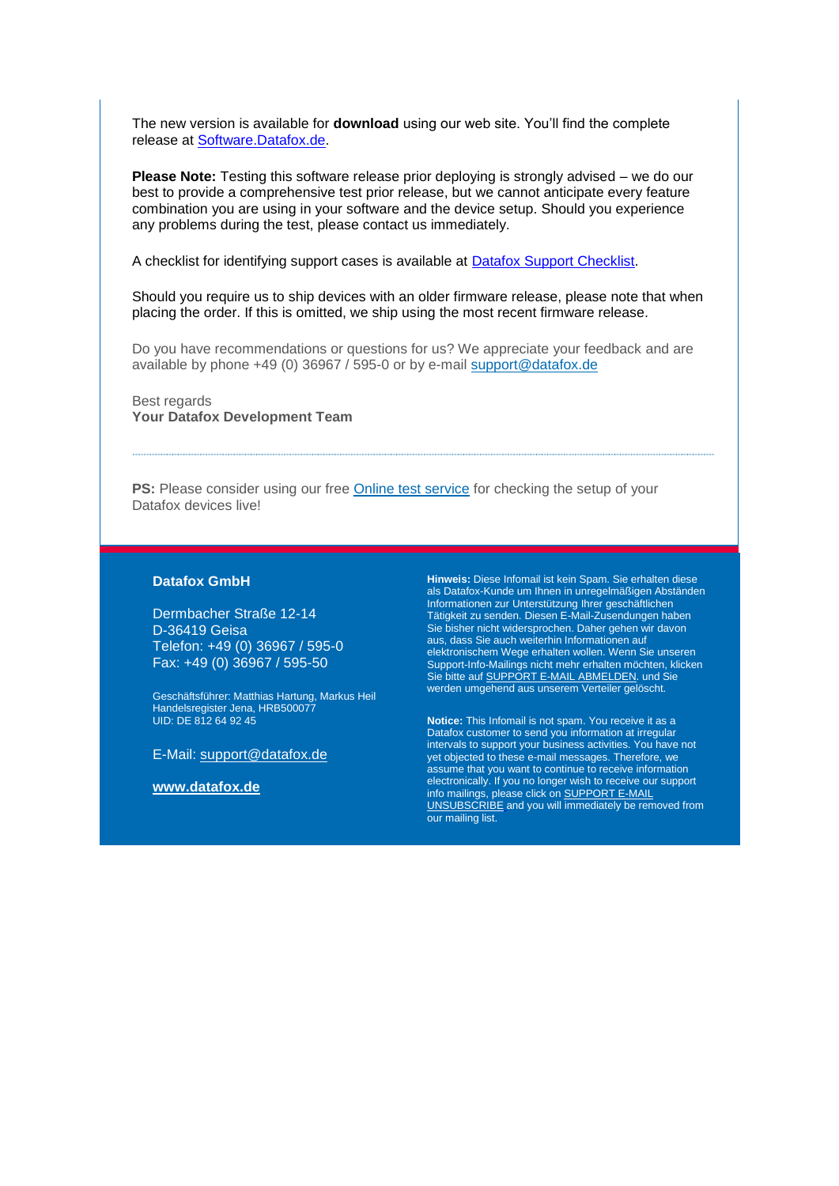The new version is available for **download** using our web site. You'll find the complete release at [Software.Datafox.de](Software.Datafox.de).

**Please Note:** Testing this software release prior deploying is strongly advised – we do our best to provide a comprehensive test prior release, but we cannot anticipate every feature combination you are using in your software and the device setup. Should you experience any problems during the test, please contact us immediately.

A checklist for identifying support cases is available at Datafox Support Checklist.

Should you require us to ship devices with an older firmware release, please note that when placing the order. If this is omitted, we ship using the most recent firmware release.

Do you have recommendations or questions for us? We appreciate your feedback and are available by phone +49 (0) 36967 / 595-0 or by e-mail support@datafox.de

Best regards
**Your Datafox Development Team**

---

**PS:** Please consider using our free Online test service for checking the setup of your Datafox devices live!

**Datafox GmbH**

Dermbacher Straße 12-14
D-36419 Geisa
Telefon: +49 (0) 36967 / 595-0
Fax: +49 (0) 36967 / 595-50

Geschäftsführer: Matthias Hartung, Markus Heil
Handelsregister Jena, HRB500077
UID: DE 812 64 92 45

E-Mail: support@datafox.de

**www.datafox.de**

**Hinweis:** Diese Infomail ist kein Spam. Sie erhalten diese als Datafox-Kunde um Ihnen in unregelmäßigen Abständen Informationen zur Unterstützung Ihrer geschäftlichen Tätigkeit zu senden. Diesen E-Mail-Zusendungen haben Sie bisher nicht widersprochen. Daher gehen wir davon aus, dass Sie auch weiterhin Informationen auf elektronischem Wege erhalten wollen. Wenn Sie unseren Support-Info-Mailings nicht mehr erhalten möchten, klicken Sie bitte auf SUPPORT E-MAIL ABMELDEN. und Sie werden umgehend aus unserem Verteiler gelöscht.

**Notice:** This Infomail is not spam. You receive it as a Datafox customer to send you information at irregular intervals to support your business activities. You have not yet objected to these e-mail messages. Therefore, we assume that you want to continue to receive information electronically. If you no longer wish to receive our support info mailings, please click on SUPPORT E-MAIL UNSUBSCRIBE and you will immediately be removed from our mailing list.